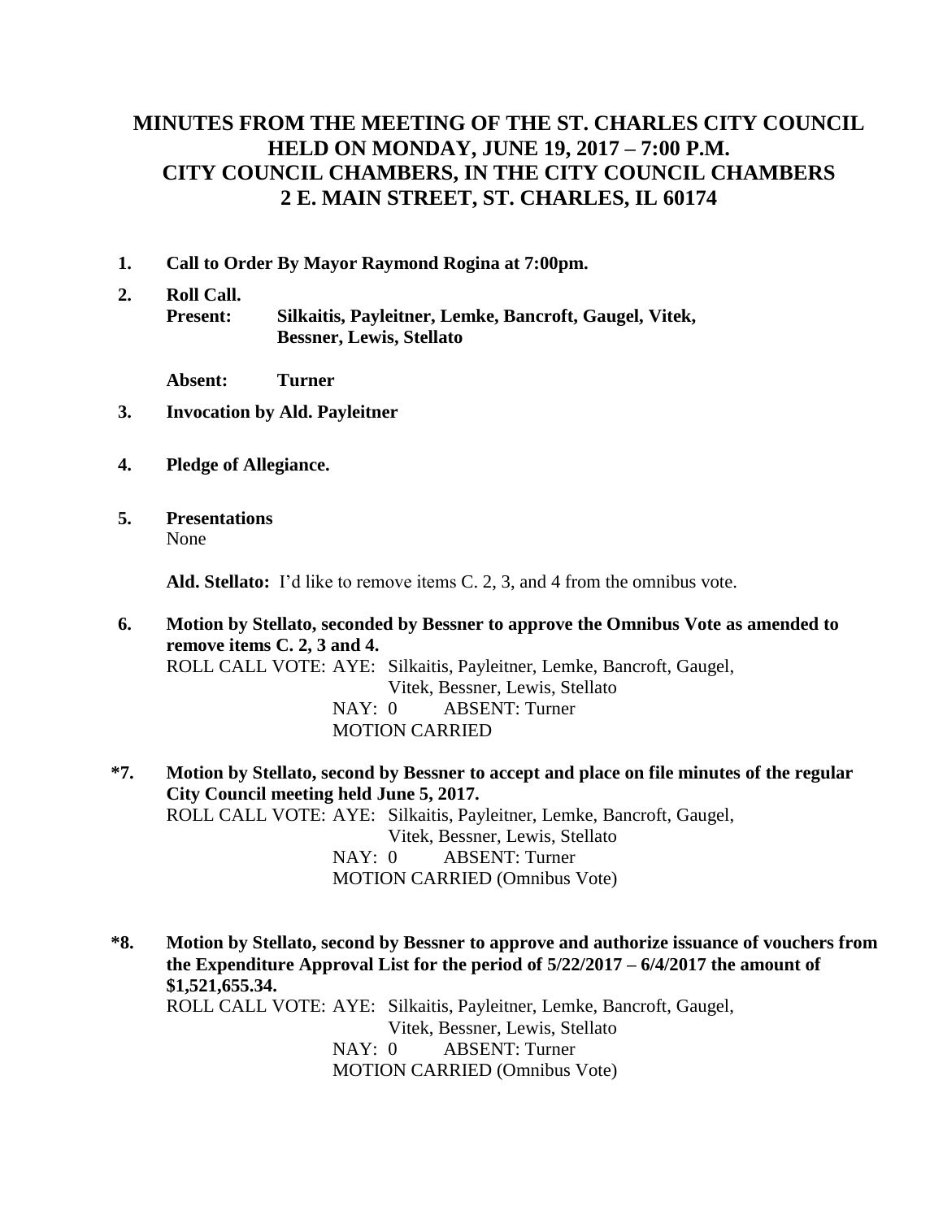# MINUTES FROM THE MEETING OF THE ST. CHARLES CITY COUNCIL HELD ON MONDAY, JUNE 19, 2017 – 7:00 P.M. CITY COUNCIL CHAMBERS, IN THE CITY COUNCIL CHAMBERS 2 E. MAIN STREET, ST. CHARLES, IL 60174

**1. Call to Order By Mayor Raymond Rogina at 7:00pm.**

**2. Roll Call.**

**Present:** **Silkaitis, Payleitner, Lemke, Bancroft, Gaugel, Vitek, Bessner, Lewis, Stellato**

**Absent:** **Turner**

**3. Invocation by Ald. Payleitner**

**4. Pledge of Allegiance.**

**5. Presentations**

None

**Ald. Stellato:** I'd like to remove items C. 2, 3, and 4 from the omnibus vote.

**6. Motion by Stellato, seconded by Bessner to approve the Omnibus Vote as amended to remove items C. 2, 3 and 4.**

ROLL CALL VOTE: AYE: Silkaitis, Payleitner, Lemke, Bancroft, Gaugel, Vitek, Bessner, Lewis, Stellato
NAY: 0 ABSENT: Turner
MOTION CARRIED

**\*7. Motion by Stellato, second by Bessner to accept and place on file minutes of the regular City Council meeting held June 5, 2017.**

ROLL CALL VOTE: AYE: Silkaitis, Payleitner, Lemke, Bancroft, Gaugel, Vitek, Bessner, Lewis, Stellato
NAY: 0 ABSENT: Turner
MOTION CARRIED (Omnibus Vote)

**\*8. Motion by Stellato, second by Bessner to approve and authorize issuance of vouchers from the Expenditure Approval List for the period of 5/22/2017 – 6/4/2017 the amount of $1,521,655.34.**

ROLL CALL VOTE: AYE: Silkaitis, Payleitner, Lemke, Bancroft, Gaugel, Vitek, Bessner, Lewis, Stellato
NAY: 0 ABSENT: Turner
MOTION CARRIED (Omnibus Vote)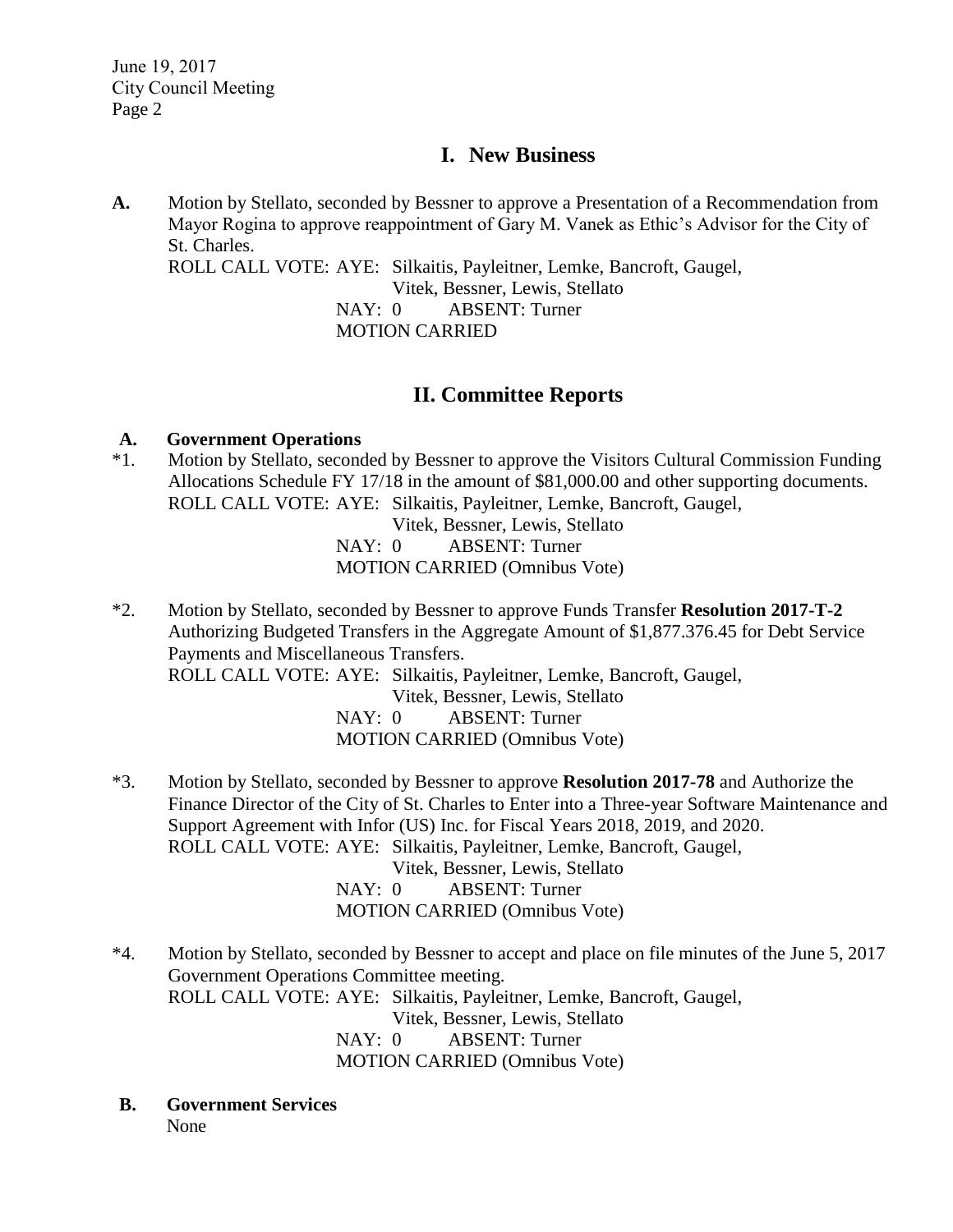## I. New Business

**A.** Motion by Stellato, seconded by Bessner to approve a Presentation of a Recommendation from Mayor Rogina to approve reappointment of Gary M. Vanek as Ethic's Advisor for the City of St. Charles.
ROLL CALL VOTE: AYE: Silkaitis, Payleitner, Lemke, Bancroft, Gaugel, Vitek, Bessner, Lewis, Stellato
NAY: 0 ABSENT: Turner
MOTION CARRIED

## II. Committee Reports

### A. Government Operations

*1. Motion by Stellato, seconded by Bessner to approve the Visitors Cultural Commission Funding Allocations Schedule FY 17/18 in the amount of $81,000.00 and other supporting documents.
ROLL CALL VOTE: AYE: Silkaitis, Payleitner, Lemke, Bancroft, Gaugel, Vitek, Bessner, Lewis, Stellato
NAY: 0 ABSENT: Turner
MOTION CARRIED (Omnibus Vote)

*2. Motion by Stellato, seconded by Bessner to approve Funds Transfer **Resolution 2017-T-2** Authorizing Budgeted Transfers in the Aggregate Amount of $1,877.376.45 for Debt Service Payments and Miscellaneous Transfers.
ROLL CALL VOTE: AYE: Silkaitis, Payleitner, Lemke, Bancroft, Gaugel, Vitek, Bessner, Lewis, Stellato
NAY: 0 ABSENT: Turner
MOTION CARRIED (Omnibus Vote)

*3. Motion by Stellato, seconded by Bessner to approve **Resolution 2017-78** and Authorize the Finance Director of the City of St. Charles to Enter into a Three-year Software Maintenance and Support Agreement with Infor (US) Inc. for Fiscal Years 2018, 2019, and 2020.
ROLL CALL VOTE: AYE: Silkaitis, Payleitner, Lemke, Bancroft, Gaugel, Vitek, Bessner, Lewis, Stellato
NAY: 0 ABSENT: Turner
MOTION CARRIED (Omnibus Vote)

*4. Motion by Stellato, seconded by Bessner to accept and place on file minutes of the June 5, 2017 Government Operations Committee meeting.
ROLL CALL VOTE: AYE: Silkaitis, Payleitner, Lemke, Bancroft, Gaugel, Vitek, Bessner, Lewis, Stellato
NAY: 0 ABSENT: Turner
MOTION CARRIED (Omnibus Vote)

### B. Government Services

None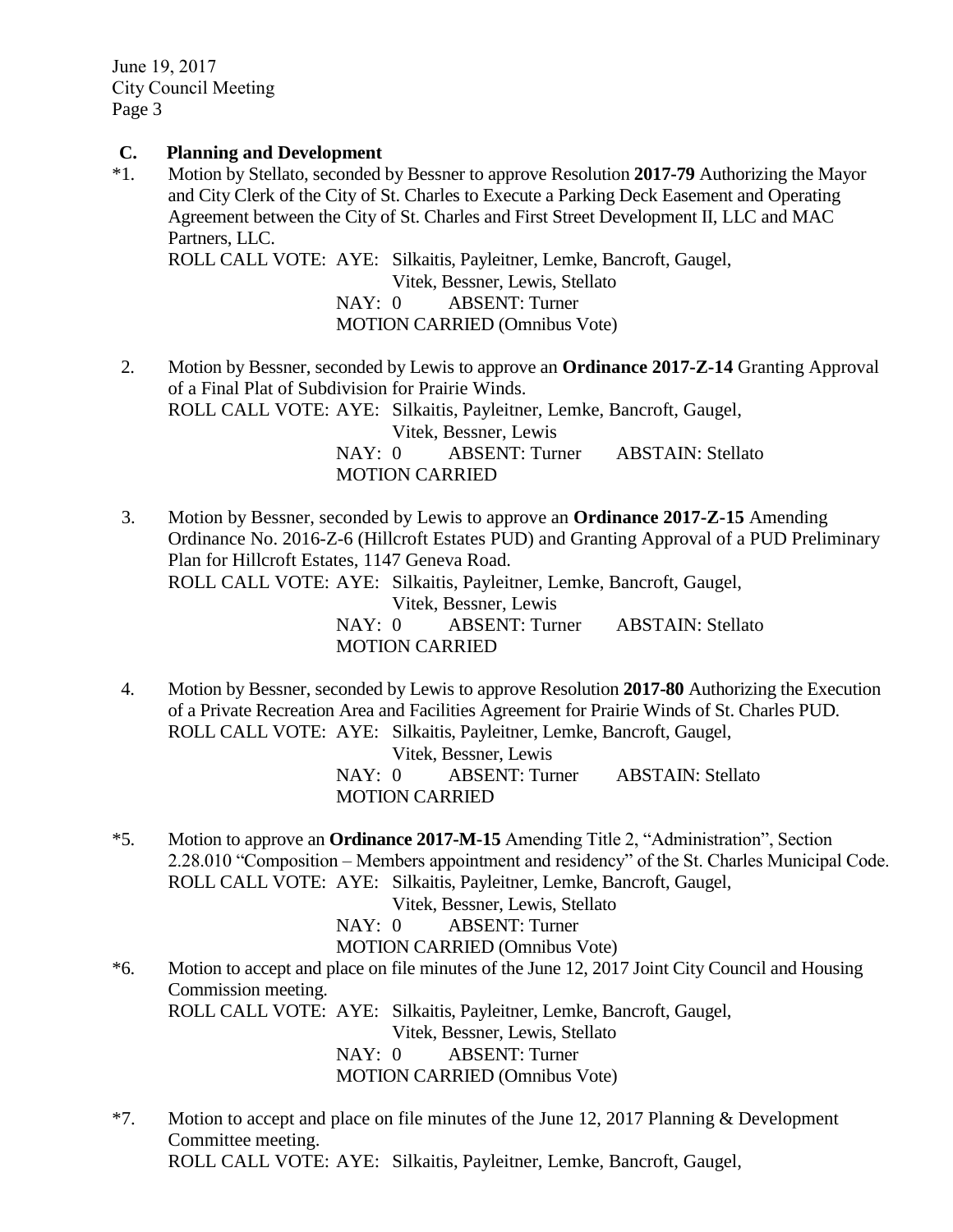### C. Planning and Development

*1. Motion by Stellato, seconded by Bessner to approve Resolution **2017-79** Authorizing the Mayor and City Clerk of the City of St. Charles to Execute a Parking Deck Easement and Operating Agreement between the City of St. Charles and First Street Development II, LLC and MAC Partners, LLC.

ROLL CALL VOTE: AYE: Silkaitis, Payleitner, Lemke, Bancroft, Gaugel, Vitek, Bessner, Lewis, Stellato
NAY: 0 ABSENT: Turner
MOTION CARRIED (Omnibus Vote)

2. Motion by Bessner, seconded by Lewis to approve an **Ordinance 2017-Z-14** Granting Approval of a Final Plat of Subdivision for Prairie Winds.

ROLL CALL VOTE: AYE: Silkaitis, Payleitner, Lemke, Bancroft, Gaugel, Vitek, Bessner, Lewis
NAY: 0 ABSENT: Turner ABSTAIN: Stellato
MOTION CARRIED

3. Motion by Bessner, seconded by Lewis to approve an **Ordinance 2017-Z-15** Amending Ordinance No. 2016-Z-6 (Hillcroft Estates PUD) and Granting Approval of a PUD Preliminary Plan for Hillcroft Estates, 1147 Geneva Road.

ROLL CALL VOTE: AYE: Silkaitis, Payleitner, Lemke, Bancroft, Gaugel, Vitek, Bessner, Lewis
NAY: 0 ABSENT: Turner ABSTAIN: Stellato
MOTION CARRIED

4. Motion by Bessner, seconded by Lewis to approve Resolution **2017-80** Authorizing the Execution of a Private Recreation Area and Facilities Agreement for Prairie Winds of St. Charles PUD.

ROLL CALL VOTE: AYE: Silkaitis, Payleitner, Lemke, Bancroft, Gaugel, Vitek, Bessner, Lewis
NAY: 0 ABSENT: Turner ABSTAIN: Stellato
MOTION CARRIED

*5. Motion to approve an **Ordinance 2017-M-15** Amending Title 2, "Administration", Section 2.28.010 "Composition – Members appointment and residency" of the St. Charles Municipal Code.

ROLL CALL VOTE: AYE: Silkaitis, Payleitner, Lemke, Bancroft, Gaugel, Vitek, Bessner, Lewis, Stellato
NAY: 0 ABSENT: Turner
MOTION CARRIED (Omnibus Vote)

*6. Motion to accept and place on file minutes of the June 12, 2017 Joint City Council and Housing Commission meeting.

ROLL CALL VOTE: AYE: Silkaitis, Payleitner, Lemke, Bancroft, Gaugel, Vitek, Bessner, Lewis, Stellato
NAY: 0 ABSENT: Turner
MOTION CARRIED (Omnibus Vote)

*7. Motion to accept and place on file minutes of the June 12, 2017 Planning & Development Committee meeting.

ROLL CALL VOTE: AYE: Silkaitis, Payleitner, Lemke, Bancroft, Gaugel,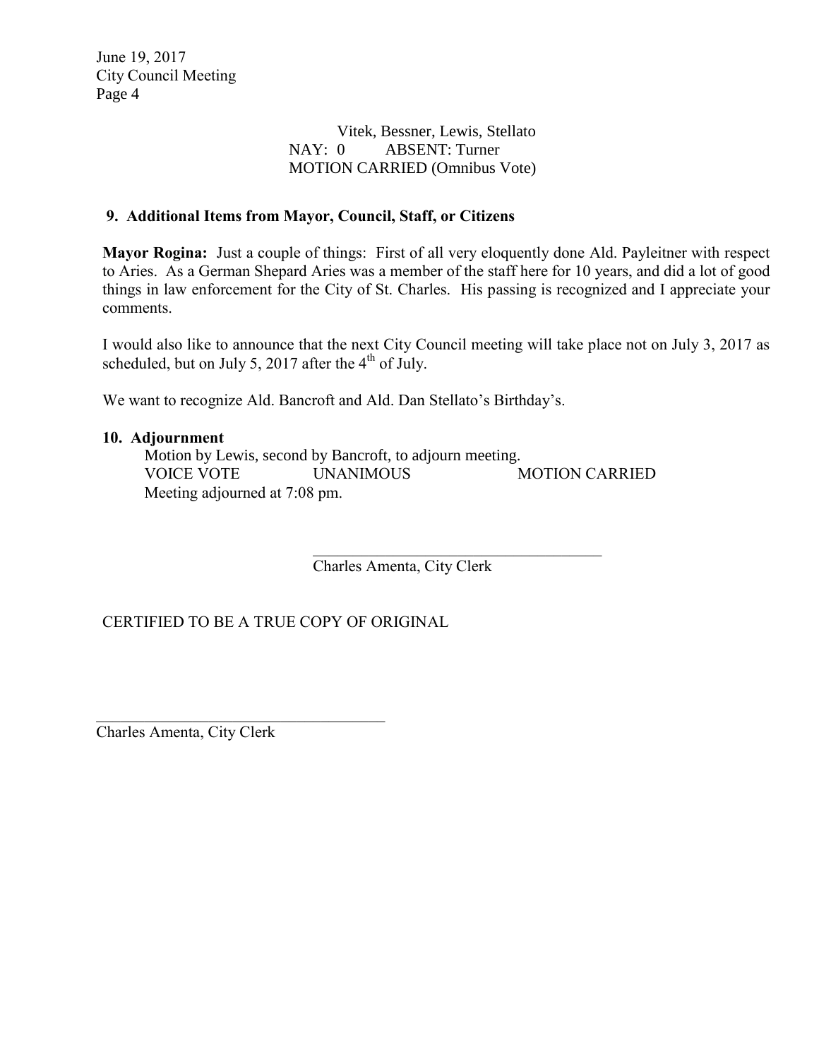Vitek, Bessner, Lewis, Stellato
NAY: 0 ABSENT: Turner
MOTION CARRIED (Omnibus Vote)

**9. Additional Items from Mayor, Council, Staff, or Citizens**

**Mayor Rogina:** Just a couple of things: First of all very eloquently done Ald. Payleitner with respect to Aries. As a German Shepard Aries was a member of the staff here for 10 years, and did a lot of good things in law enforcement for the City of St. Charles. His passing is recognized and I appreciate your comments.

I would also like to announce that the next City Council meeting will take place not on July 3, 2017 as scheduled, but on July 5, 2017 after the 4th of July.

We want to recognize Ald. Bancroft and Ald. Dan Stellato's Birthday's.

**10. Adjournment**

Motion by Lewis, second by Bancroft, to adjourn meeting.
VOICE VOTE UNANIMOUS MOTION CARRIED
Meeting adjourned at 7:08 pm.

_____________________________________
Charles Amenta, City Clerk

CERTIFIED TO BE A TRUE COPY OF ORIGINAL

_____________________________________
Charles Amenta, City Clerk